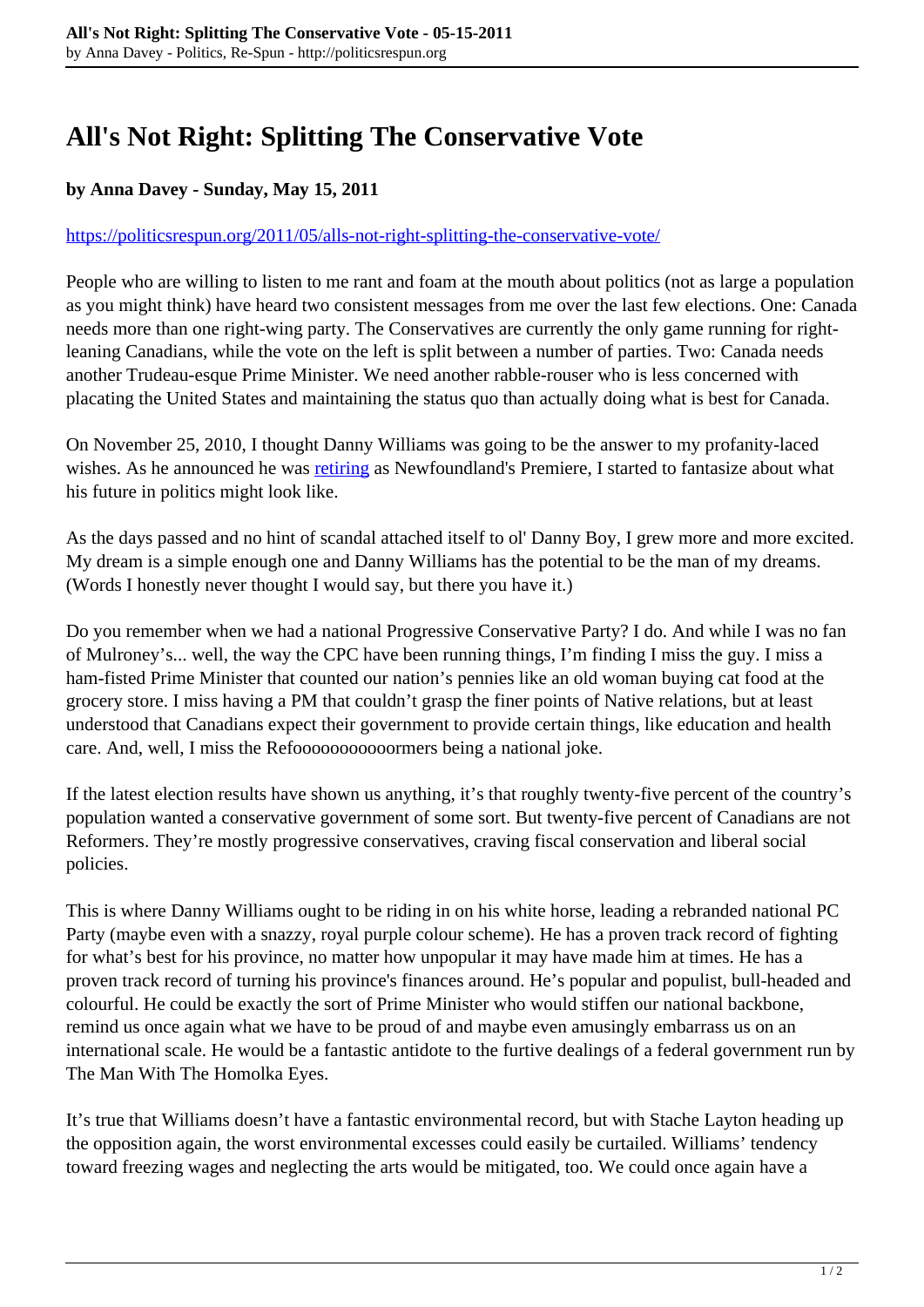# All's Not Right: Splitting The Conservative Vote

**by Anna Davey - Sunday, May 15, 2011**

https://politicsrespun.org/2011/05/alls-not-right-splitting-the-conservative-vote/

People who are willing to listen to me rant and foam at the mouth about politics (not as large a population as you might think) have heard two consistent messages from me over the last few elections. One: Canada needs more than one right-wing party. The Conservatives are currently the only game running for right-leaning Canadians, while the vote on the left is split between a number of parties. Two: Canada needs another Trudeau-esque Prime Minister. We need another rabble-rouser who is less concerned with placating the United States and maintaining the status quo than actually doing what is best for Canada.

On November 25, 2010, I thought Danny Williams was going to be the answer to my profanity-laced wishes. As he announced he was retiring as Newfoundland's Premiere, I started to fantasize about what his future in politics might look like.

As the days passed and no hint of scandal attached itself to ol' Danny Boy, I grew more and more excited. My dream is a simple enough one and Danny Williams has the potential to be the man of my dreams. (Words I honestly never thought I would say, but there you have it.)

Do you remember when we had a national Progressive Conservative Party? I do. And while I was no fan of Mulroney's... well, the way the CPC have been running things, I'm finding I miss the guy. I miss a ham-fisted Prime Minister that counted our nation's pennies like an old woman buying cat food at the grocery store. I miss having a PM that couldn't grasp the finer points of Native relations, but at least understood that Canadians expect their government to provide certain things, like education and health care. And, well, I miss the Refoooooooooooormers being a national joke.

If the latest election results have shown us anything, it's that roughly twenty-five percent of the country's population wanted a conservative government of some sort. But twenty-five percent of Canadians are not Reformers. They're mostly progressive conservatives, craving fiscal conservation and liberal social policies.

This is where Danny Williams ought to be riding in on his white horse, leading a rebranded national PC Party (maybe even with a snazzy, royal purple colour scheme). He has a proven track record of fighting for what's best for his province, no matter how unpopular it may have made him at times. He has a proven track record of turning his province's finances around. He's popular and populist, bull-headed and colourful. He could be exactly the sort of Prime Minister who would stiffen our national backbone, remind us once again what we have to be proud of and maybe even amusingly embarrass us on an international scale. He would be a fantastic antidote to the furtive dealings of a federal government run by The Man With The Homolka Eyes.

It's true that Williams doesn't have a fantastic environmental record, but with Stache Layton heading up the opposition again, the worst environmental excesses could easily be curtailed. Williams' tendency toward freezing wages and neglecting the arts would be mitigated, too. We could once again have a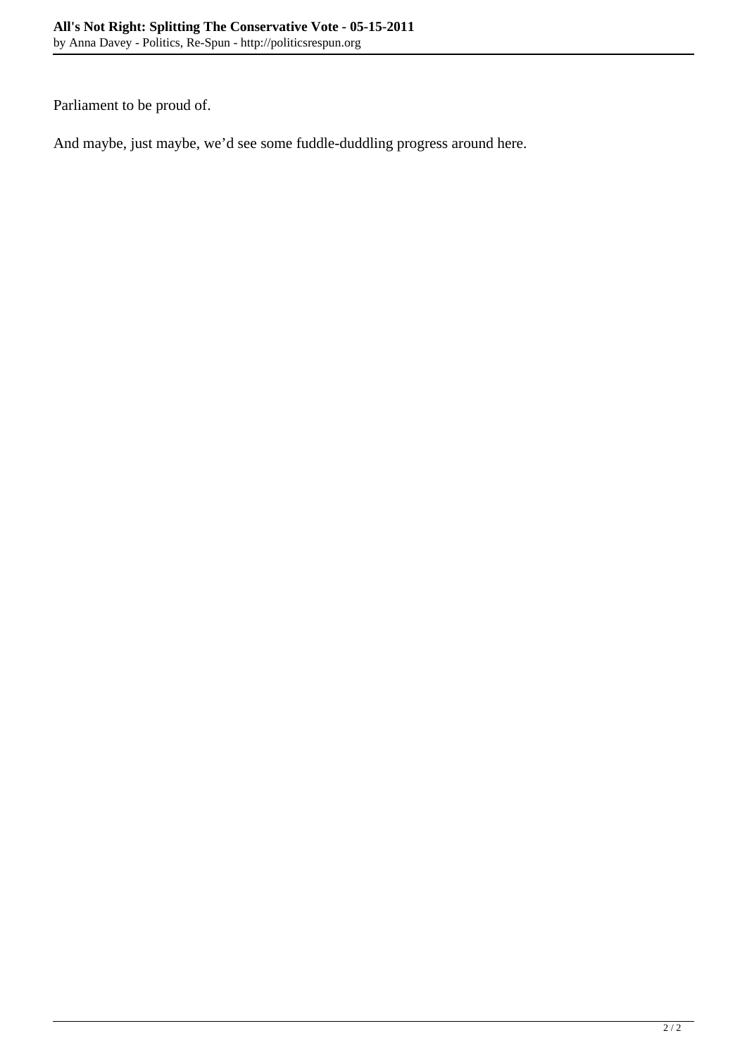Parliament to be proud of.

And maybe, just maybe, we'd see some fuddle-duddling progress around here.